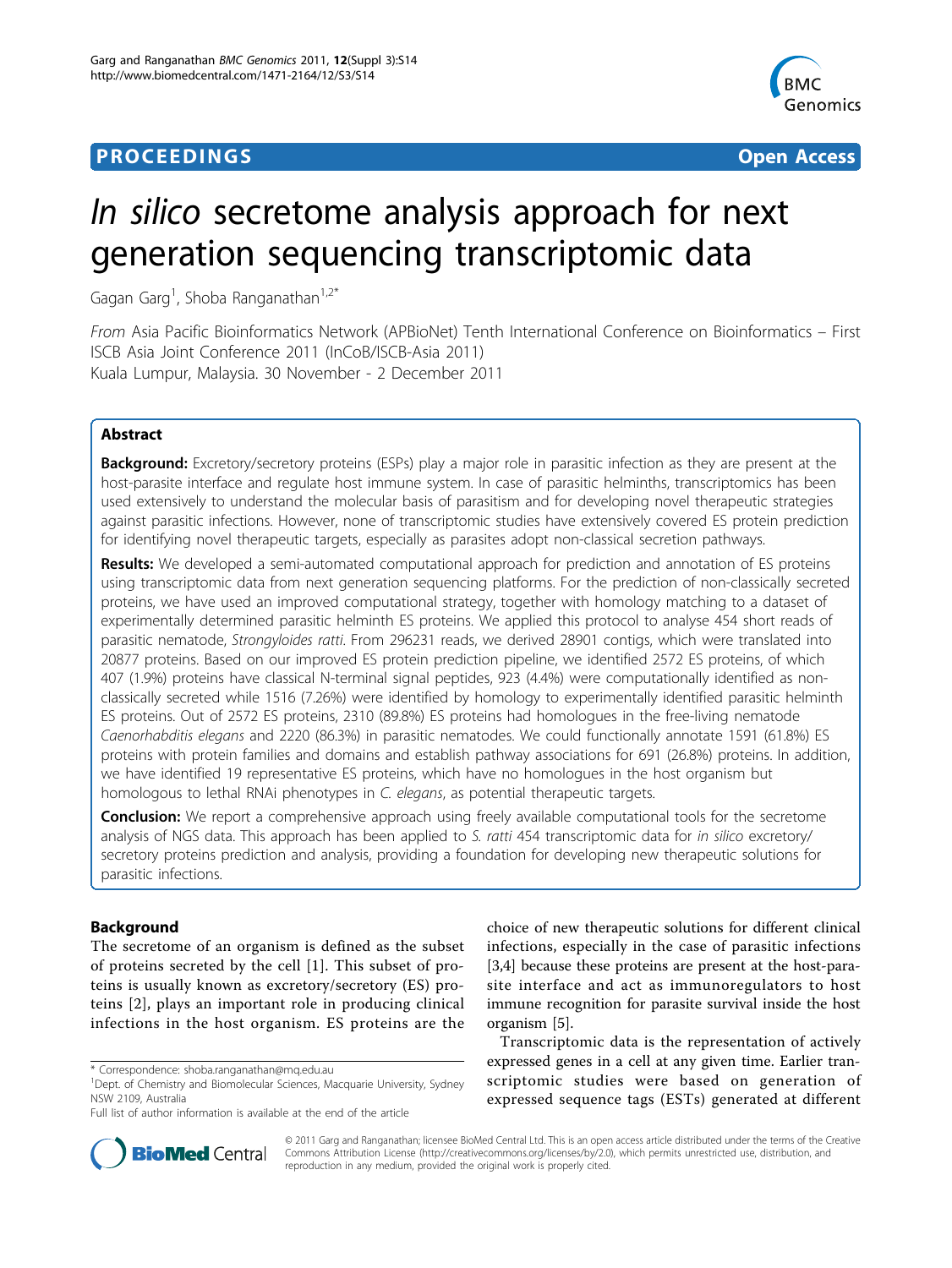# *In silico* secretome analysis approach for next generation sequencing transcriptomic data

Gagan Garg[1], Shoba Ranganathan[1,2*]

*From* Asia Pacific Bioinformatics Network (APBioNet) Tenth International Conference on Bioinformatics – First ISCB Asia Joint Conference 2011 (InCoB/ISCB-Asia 2011)
Kuala Lumpur, Malaysia. 30 November - 2 December 2011

## Abstract

**Background:** Excretory/secretory proteins (ESPs) play a major role in parasitic infection as they are present at the host-parasite interface and regulate host immune system. In case of parasitic helminths, transcriptomics has been used extensively to understand the molecular basis of parasitism and for developing novel therapeutic strategies against parasitic infections. However, none of transcriptomic studies have extensively covered ES protein prediction for identifying novel therapeutic targets, especially as parasites adopt non-classical secretion pathways.

**Results:** We developed a semi-automated computational approach for prediction and annotation of ES proteins using transcriptomic data from next generation sequencing platforms. For the prediction of non-classically secreted proteins, we have used an improved computational strategy, together with homology matching to a dataset of experimentally determined parasitic helminth ES proteins. We applied this protocol to analyse 454 short reads of parasitic nematode, *Strongyloides ratti*. From 296231 reads, we derived 28901 contigs, which were translated into 20877 proteins. Based on our improved ES protein prediction pipeline, we identified 2572 ES proteins, of which 407 (1.9%) proteins have classical N-terminal signal peptides, 923 (4.4%) were computationally identified as non-classically secreted while 1516 (7.26%) were identified by homology to experimentally identified parasitic helminth ES proteins. Out of 2572 ES proteins, 2310 (89.8%) ES proteins had homologues in the free-living nematode *Caenorhabditis elegans* and 2220 (86.3%) in parasitic nematodes. We could functionally annotate 1591 (61.8%) ES proteins with protein families and domains and establish pathway associations for 691 (26.8%) proteins. In addition, we have identified 19 representative ES proteins, which have no homologues in the host organism but homologous to lethal RNAi phenotypes in *C. elegans*, as potential therapeutic targets.

**Conclusion:** We report a comprehensive approach using freely available computational tools for the secretome analysis of NGS data. This approach has been applied to *S. ratti* 454 transcriptomic data for *in silico* excretory/secretory proteins prediction and analysis, providing a foundation for developing new therapeutic solutions for parasitic infections.

## Background

The secretome of an organism is defined as the subset of proteins secreted by the cell [1]. This subset of proteins is usually known as excretory/secretory (ES) proteins [2], plays an important role in producing clinical infections in the host organism. ES proteins are the choice of new therapeutic solutions for different clinical infections, especially in the case of parasitic infections [3,4] because these proteins are present at the host-parasite interface and act as immunoregulators to host immune recognition for parasite survival inside the host organism [5].

Transcriptomic data is the representation of actively expressed genes in a cell at any given time. Earlier transcriptomic studies were based on generation of expressed sequence tags (ESTs) generated at different

\* Correspondence: shoba.ranganathan@mq.edu.au
[1]Dept. of Chemistry and Biomolecular Sciences, Macquarie University, Sydney NSW 2109, Australia
Full list of author information is available at the end of the article

© 2011 Garg and Ranganathan; licensee BioMed Central Ltd. This is an open access article distributed under the terms of the Creative Commons Attribution License (http://creativecommons.org/licenses/by/2.0), which permits unrestricted use, distribution, and reproduction in any medium, provided the original work is properly cited.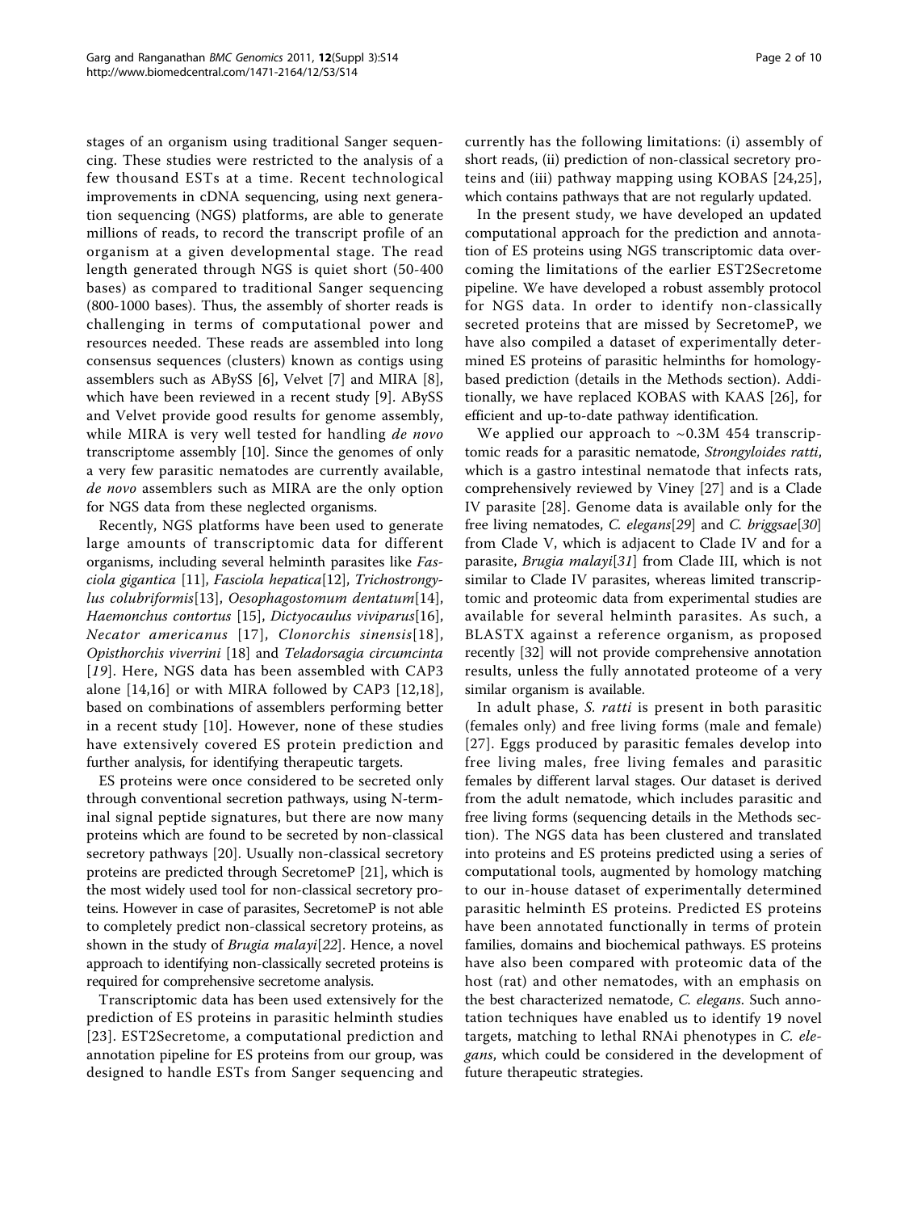stages of an organism using traditional Sanger sequencing. These studies were restricted to the analysis of a few thousand ESTs at a time. Recent technological improvements in cDNA sequencing, using next generation sequencing (NGS) platforms, are able to generate millions of reads, to record the transcript profile of an organism at a given developmental stage. The read length generated through NGS is quiet short (50-400 bases) as compared to traditional Sanger sequencing (800-1000 bases). Thus, the assembly of shorter reads is challenging in terms of computational power and resources needed. These reads are assembled into long consensus sequences (clusters) known as contigs using assemblers such as ABySS [6], Velvet [7] and MIRA [8], which have been reviewed in a recent study [9]. ABySS and Velvet provide good results for genome assembly, while MIRA is very well tested for handling *de novo* transcriptome assembly [10]. Since the genomes of only a very few parasitic nematodes are currently available, *de novo* assemblers such as MIRA are the only option for NGS data from these neglected organisms.

Recently, NGS platforms have been used to generate large amounts of transcriptomic data for different organisms, including several helminth parasites like *Fasciola gigantica* [11], *Fasciola hepatica*[12], *Trichostrongylus colubriformis*[13], *Oesophagostomum dentatum*[14], *Haemonchus contortus* [15], *Dictyocaulus viviparus*[16], *Necator americanus* [17], *Clonorchis sinensis*[18], *Opisthorchis viverrini* [18] and *Teladorsagia circumcinta* [19]. Here, NGS data has been assembled with CAP3 alone [14,16] or with MIRA followed by CAP3 [12,18], based on combinations of assemblers performing better in a recent study [10]. However, none of these studies have extensively covered ES protein prediction and further analysis, for identifying therapeutic targets.

ES proteins were once considered to be secreted only through conventional secretion pathways, using N-terminal signal peptide signatures, but there are now many proteins which are found to be secreted by non-classical secretory pathways [20]. Usually non-classical secretory proteins are predicted through SecretomeP [21], which is the most widely used tool for non-classical secretory proteins. However in case of parasites, SecretomeP is not able to completely predict non-classical secretory proteins, as shown in the study of *Brugia malayi*[22]. Hence, a novel approach to identifying non-classically secreted proteins is required for comprehensive secretome analysis.

Transcriptomic data has been used extensively for the prediction of ES proteins in parasitic helminth studies [23]. EST2Secretome, a computational prediction and annotation pipeline for ES proteins from our group, was designed to handle ESTs from Sanger sequencing and currently has the following limitations: (i) assembly of short reads, (ii) prediction of non-classical secretory proteins and (iii) pathway mapping using KOBAS [24,25], which contains pathways that are not regularly updated.

In the present study, we have developed an updated computational approach for the prediction and annotation of ES proteins using NGS transcriptomic data overcoming the limitations of the earlier EST2Secretome pipeline. We have developed a robust assembly protocol for NGS data. In order to identify non-classically secreted proteins that are missed by SecretomeP, we have also compiled a dataset of experimentally determined ES proteins of parasitic helminths for homology-based prediction (details in the Methods section). Additionally, we have replaced KOBAS with KAAS [26], for efficient and up-to-date pathway identification.

We applied our approach to ~0.3M 454 transcriptomic reads for a parasitic nematode, *Strongyloides ratti*, which is a gastro intestinal nematode that infects rats, comprehensively reviewed by Viney [27] and is a Clade IV parasite [28]. Genome data is available only for the free living nematodes, *C. elegans*[29] and *C. briggsae*[30] from Clade V, which is adjacent to Clade IV and for a parasite, *Brugia malayi*[31] from Clade III, which is not similar to Clade IV parasites, whereas limited transcriptomic and proteomic data from experimental studies are available for several helminth parasites. As such, a BLASTX against a reference organism, as proposed recently [32] will not provide comprehensive annotation results, unless the fully annotated proteome of a very similar organism is available.

In adult phase, *S. ratti* is present in both parasitic (females only) and free living forms (male and female) [27]. Eggs produced by parasitic females develop into free living males, free living females and parasitic females by different larval stages. Our dataset is derived from the adult nematode, which includes parasitic and free living forms (sequencing details in the Methods section). The NGS data has been clustered and translated into proteins and ES proteins predicted using a series of computational tools, augmented by homology matching to our in-house dataset of experimentally determined parasitic helminth ES proteins. Predicted ES proteins have been annotated functionally in terms of protein families, domains and biochemical pathways. ES proteins have also been compared with proteomic data of the host (rat) and other nematodes, with an emphasis on the best characterized nematode, *C. elegans*. Such annotation techniques have enabled us to identify 19 novel targets, matching to lethal RNAi phenotypes in *C. elegans*, which could be considered in the development of future therapeutic strategies.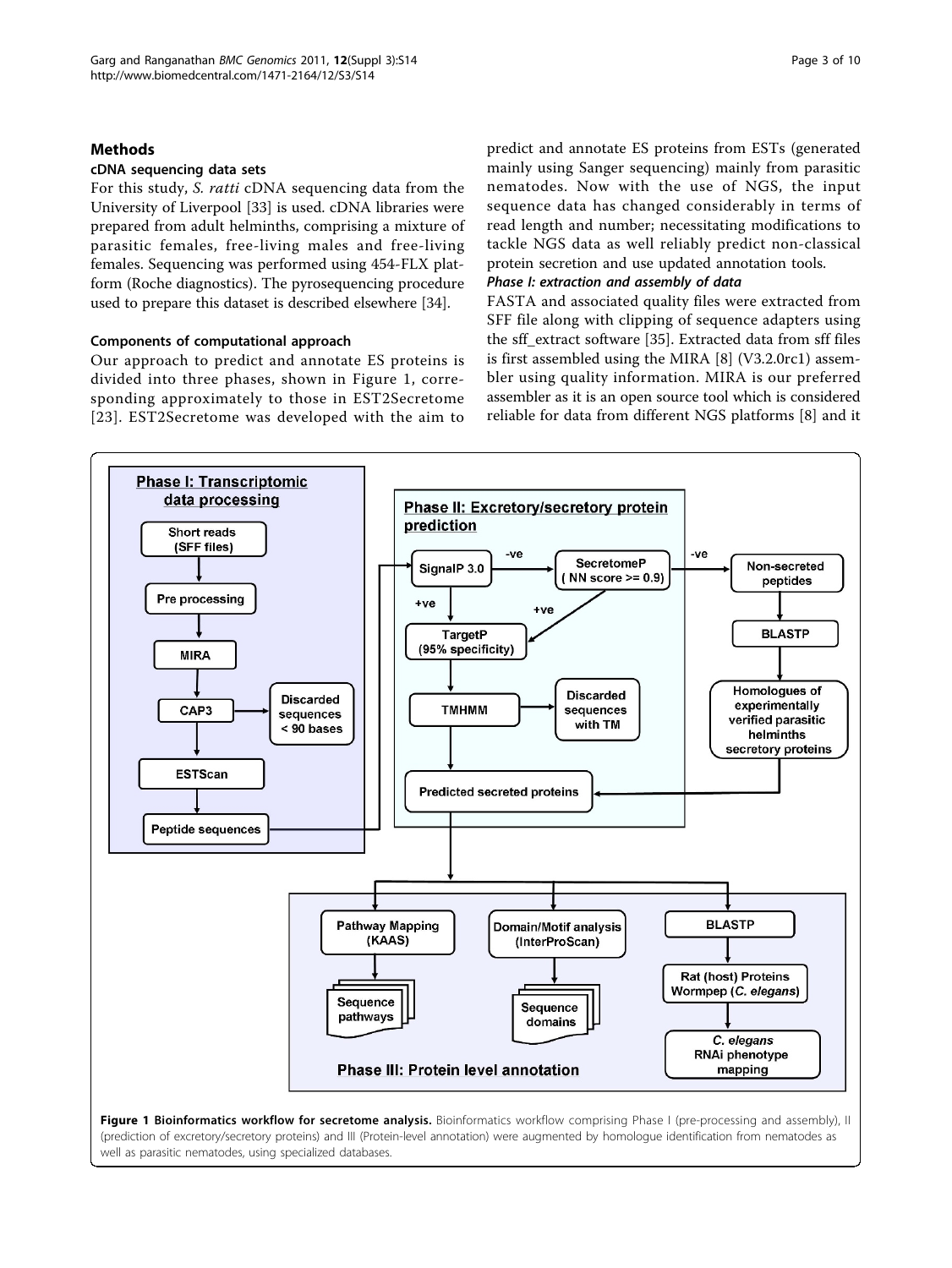## Methods

### cDNA sequencing data sets

For this study, *S. ratti* cDNA sequencing data from the University of Liverpool [33] is used. cDNA libraries were prepared from adult helminths, comprising a mixture of parasitic females, free-living males and free-living females. Sequencing was performed using 454-FLX platform (Roche diagnostics). The pyrosequencing procedure used to prepare this dataset is described elsewhere [34].

### Components of computational approach

Our approach to predict and annotate ES proteins is divided into three phases, shown in Figure 1, corresponding approximately to those in EST2Secretome [23]. EST2Secretome was developed with the aim to predict and annotate ES proteins from ESTs (generated mainly using Sanger sequencing) mainly from parasitic nematodes. Now with the use of NGS, the input sequence data has changed considerably in terms of read length and number; necessitating modifications to tackle NGS data as well reliably predict non-classical protein secretion and use updated annotation tools.

#### *Phase I: extraction and assembly of data*

FASTA and associated quality files were extracted from SFF file along with clipping of sequence adapters using the sff_extract software [35]. Extracted data from sff files is first assembled using the MIRA [8] (V3.2.0rc1) assembler using quality information. MIRA is our preferred assembler as it is an open source tool which is considered reliable for data from different NGS platforms [8] and it

**Figure 1 Bioinformatics workflow for secretome analysis.** Bioinformatics workflow comprising Phase I (pre-processing and assembly), II (prediction of excretory/secretory proteins) and III (Protein-level annotation) were augmented by homologue identification from nematodes as well as parasitic nematodes, using specialized databases.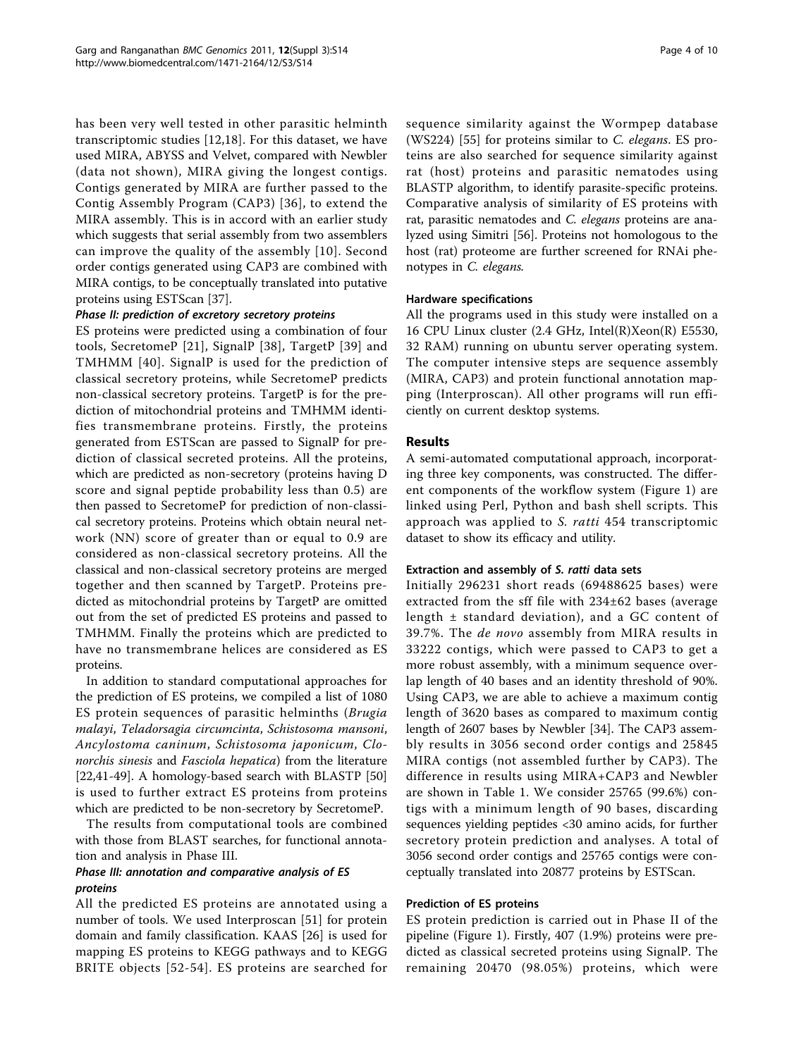has been very well tested in other parasitic helminth transcriptomic studies [12,18]. For this dataset, we have used MIRA, ABYSS and Velvet, compared with Newbler (data not shown), MIRA giving the longest contigs. Contigs generated by MIRA are further passed to the Contig Assembly Program (CAP3) [36], to extend the MIRA assembly. This is in accord with an earlier study which suggests that serial assembly from two assemblers can improve the quality of the assembly [10]. Second order contigs generated using CAP3 are combined with MIRA contigs, to be conceptually translated into putative proteins using ESTScan [37].

#### *Phase II: prediction of excretory secretory proteins*

ES proteins were predicted using a combination of four tools, SecretomeP [21], SignalP [38], TargetP [39] and TMHMM [40]. SignalP is used for the prediction of classical secretory proteins, while SecretomeP predicts non-classical secretory proteins. TargetP is for the prediction of mitochondrial proteins and TMHMM identifies transmembrane proteins. Firstly, the proteins generated from ESTScan are passed to SignalP for prediction of classical secreted proteins. All the proteins, which are predicted as non-secretory (proteins having D score and signal peptide probability less than 0.5) are then passed to SecretomeP for prediction of non-classical secretory proteins. Proteins which obtain neural network (NN) score of greater than or equal to 0.9 are considered as non-classical secretory proteins. All the classical and non-classical secretory proteins are merged together and then scanned by TargetP. Proteins predicted as mitochondrial proteins by TargetP are omitted out from the set of predicted ES proteins and passed to TMHMM. Finally the proteins which are predicted to have no transmembrane helices are considered as ES proteins.

In addition to standard computational approaches for the prediction of ES proteins, we compiled a list of 1080 ES protein sequences of parasitic helminths (*Brugia malayi*, *Teladorsagia circumcinta*, *Schistosoma mansoni*, *Ancylostoma caninum*, *Schistosoma japonicum*, *Clonorchis sinesis* and *Fasciola hepatica*) from the literature [22,41-49]. A homology-based search with BLASTP [50] is used to further extract ES proteins from proteins which are predicted to be non-secretory by SecretomeP.

The results from computational tools are combined with those from BLAST searches, for functional annotation and analysis in Phase III.

#### *Phase III: annotation and comparative analysis of ES proteins*

All the predicted ES proteins are annotated using a number of tools. We used Interproscan [51] for protein domain and family classification. KAAS [26] is used for mapping ES proteins to KEGG pathways and to KEGG BRITE objects [52-54]. ES proteins are searched for sequence similarity against the Wormpep database (WS224) [55] for proteins similar to *C. elegans*. ES proteins are also searched for sequence similarity against rat (host) proteins and parasitic nematodes using BLASTP algorithm, to identify parasite-specific proteins. Comparative analysis of similarity of ES proteins with rat, parasitic nematodes and *C. elegans* proteins are analyzed using Simitri [56]. Proteins not homologous to the host (rat) proteome are further screened for RNAi phenotypes in *C. elegans*.

### Hardware specifications

All the programs used in this study were installed on a 16 CPU Linux cluster (2.4 GHz, Intel(R)Xeon(R) E5530, 32 RAM) running on ubuntu server operating system. The computer intensive steps are sequence assembly (MIRA, CAP3) and protein functional annotation mapping (Interproscan). All other programs will run efficiently on current desktop systems.

## Results

A semi-automated computational approach, incorporating three key components, was constructed. The different components of the workflow system (Figure 1) are linked using Perl, Python and bash shell scripts. This approach was applied to *S. ratti* 454 transcriptomic dataset to show its efficacy and utility.

### Extraction and assembly of *S. ratti* data sets

Initially 296231 short reads (69488625 bases) were extracted from the sff file with 234±62 bases (average length ± standard deviation), and a GC content of 39.7%. The *de novo* assembly from MIRA results in 33222 contigs, which were passed to CAP3 to get a more robust assembly, with a minimum sequence overlap length of 40 bases and an identity threshold of 90%. Using CAP3, we are able to achieve a maximum contig length of 3620 bases as compared to maximum contig length of 2607 bases by Newbler [34]. The CAP3 assembly results in 3056 second order contigs and 25845 MIRA contigs (not assembled further by CAP3). The difference in results using MIRA+CAP3 and Newbler are shown in Table 1. We consider 25765 (99.6%) contigs with a minimum length of 90 bases, discarding sequences yielding peptides <30 amino acids, for further secretory protein prediction and analyses. A total of 3056 second order contigs and 25765 contigs were conceptually translated into 20877 proteins by ESTScan.

### Prediction of ES proteins

ES protein prediction is carried out in Phase II of the pipeline (Figure 1). Firstly, 407 (1.9%) proteins were predicted as classical secreted proteins using SignalP. The remaining 20470 (98.05%) proteins, which were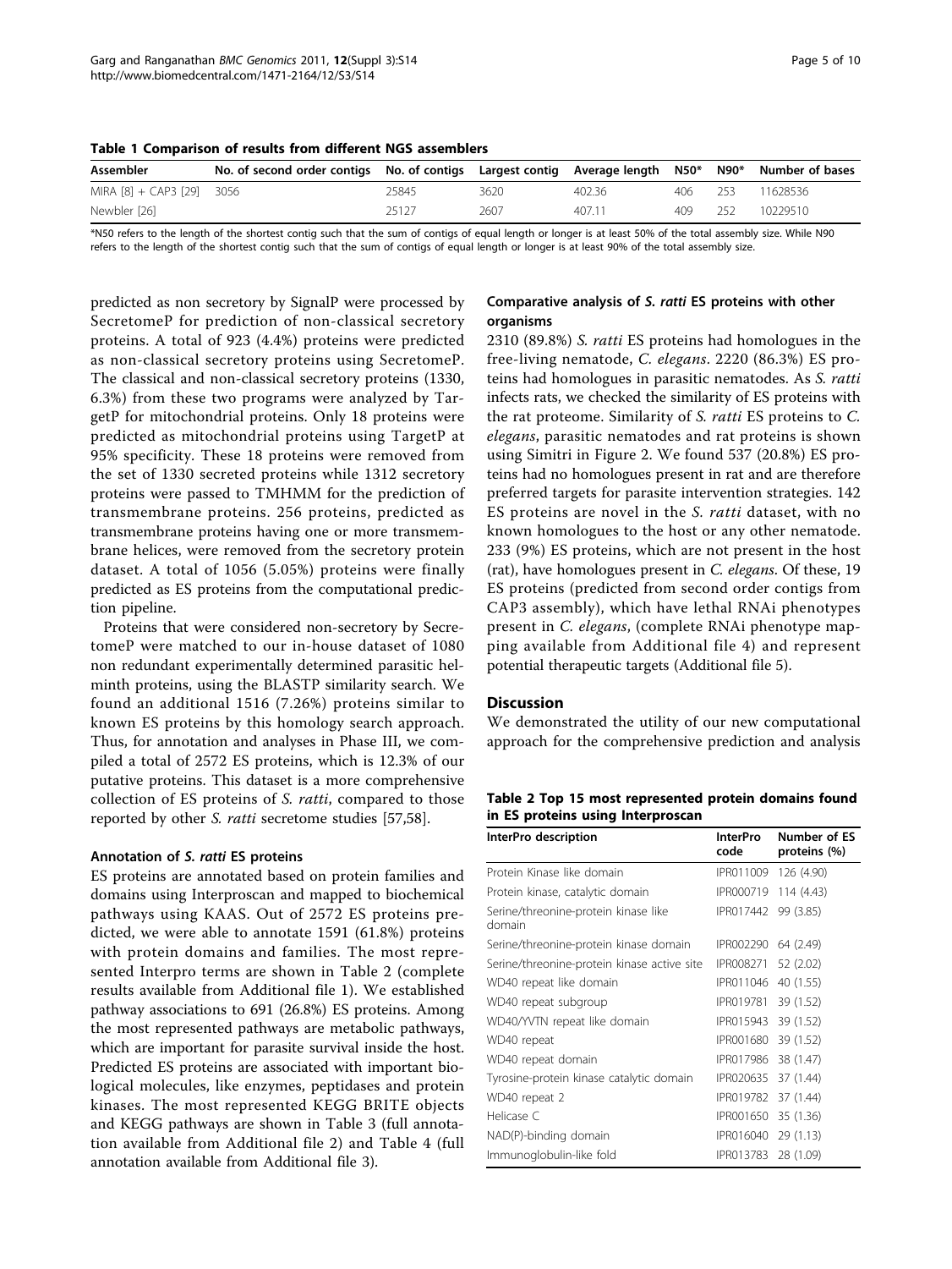**Table 1 Comparison of results from different NGS assemblers**

| Assembler | No. of second order contigs | No. of contigs | Largest contig | Average length | N50* | N90* | Number of bases |
|---|---|---|---|---|---|---|---|
| MIRA [8] + CAP3 [29] | 3056 | 25845 | 3620 | 402.36 | 406 | 253 | 11628536 |
| Newbler [26] | | 25127 | 2607 | 407.11 | 409 | 252 | 10229510 |

*N50 refers to the length of the shortest contig such that the sum of contigs of equal length or longer is at least 50% of the total assembly size. While N90 refers to the length of the shortest contig such that the sum of contigs of equal length or longer is at least 90% of the total assembly size.

predicted as non secretory by SignalP were processed by SecretomeP for prediction of non-classical secretory proteins. A total of 923 (4.4%) proteins were predicted as non-classical secretory proteins using SecretomeP. The classical and non-classical secretory proteins (1330, 6.3%) from these two programs were analyzed by TargetP for mitochondrial proteins. Only 18 proteins were predicted as mitochondrial proteins using TargetP at 95% specificity. These 18 proteins were removed from the set of 1330 secreted proteins while 1312 secretory proteins were passed to TMHMM for the prediction of transmembrane proteins. 256 proteins, predicted as transmembrane proteins having one or more transmembrane helices, were removed from the secretory protein dataset. A total of 1056 (5.05%) proteins were finally predicted as ES proteins from the computational prediction pipeline.

Proteins that were considered non-secretory by SecretomeP were matched to our in-house dataset of 1080 non redundant experimentally determined parasitic helminth proteins, using the BLASTP similarity search. We found an additional 1516 (7.26%) proteins similar to known ES proteins by this homology search approach. Thus, for annotation and analyses in Phase III, we compiled a total of 2572 ES proteins, which is 12.3% of our putative proteins. This dataset is a more comprehensive collection of ES proteins of *S. ratti*, compared to those reported by other *S. ratti* secretome studies [57,58].

### Annotation of *S. ratti* ES proteins

ES proteins are annotated based on protein families and domains using Interproscan and mapped to biochemical pathways using KAAS. Out of 2572 ES proteins predicted, we were able to annotate 1591 (61.8%) proteins with protein domains and families. The most represented Interpro terms are shown in Table 2 (complete results available from Additional file 1). We established pathway associations to 691 (26.8%) ES proteins. Among the most represented pathways are metabolic pathways, which are important for parasite survival inside the host. Predicted ES proteins are associated with important biological molecules, like enzymes, peptidases and protein kinases. The most represented KEGG BRITE objects and KEGG pathways are shown in Table 3 (full annotation available from Additional file 2) and Table 4 (full annotation available from Additional file 3).

### Comparative analysis of *S. ratti* ES proteins with other organisms

2310 (89.8%) *S. ratti* ES proteins had homologues in the free-living nematode, *C. elegans*. 2220 (86.3%) ES proteins had homologues in parasitic nematodes. As *S. ratti* infects rats, we checked the similarity of ES proteins with the rat proteome. Similarity of *S. ratti* ES proteins to *C. elegans*, parasitic nematodes and rat proteins is shown using Simitri in Figure 2. We found 537 (20.8%) ES proteins had no homologues present in rat and are therefore preferred targets for parasite intervention strategies. 142 ES proteins are novel in the *S. ratti* dataset, with no known homologues to the host or any other nematode. 233 (9%) ES proteins, which are not present in the host (rat), have homologues present in *C. elegans*. Of these, 19 ES proteins (predicted from second order contigs from CAP3 assembly), which have lethal RNAi phenotypes present in *C. elegans*, (complete RNAi phenotype mapping available from Additional file 4) and represent potential therapeutic targets (Additional file 5).

## Discussion

We demonstrated the utility of our new computational approach for the comprehensive prediction and analysis

**Table 2 Top 15 most represented protein domains found in ES proteins using Interproscan**

| InterPro description | InterPro code | Number of ES proteins (%) |
|---|---|---|
| Protein Kinase like domain | IPR011009 | 126 (4.90) |
| Protein kinase, catalytic domain | IPR000719 | 114 (4.43) |
| Serine/threonine-protein kinase like domain | IPR017442 | 99 (3.85) |
| Serine/threonine-protein kinase domain | IPR002290 | 64 (2.49) |
| Serine/threonine-protein kinase active site | IPR008271 | 52 (2.02) |
| WD40 repeat like domain | IPR011046 | 40 (1.55) |
| WD40 repeat subgroup | IPR019781 | 39 (1.52) |
| WD40/YVTN repeat like domain | IPR015943 | 39 (1.52) |
| WD40 repeat | IPR001680 | 39 (1.52) |
| WD40 repeat domain | IPR017986 | 38 (1.47) |
| Tyrosine-protein kinase catalytic domain | IPR020635 | 37 (1.44) |
| WD40 repeat 2 | IPR019782 | 37 (1.44) |
| Helicase C | IPR001650 | 35 (1.36) |
| NAD(P)-binding domain | IPR016040 | 29 (1.13) |
| Immunoglobulin-like fold | IPR013783 | 28 (1.09) |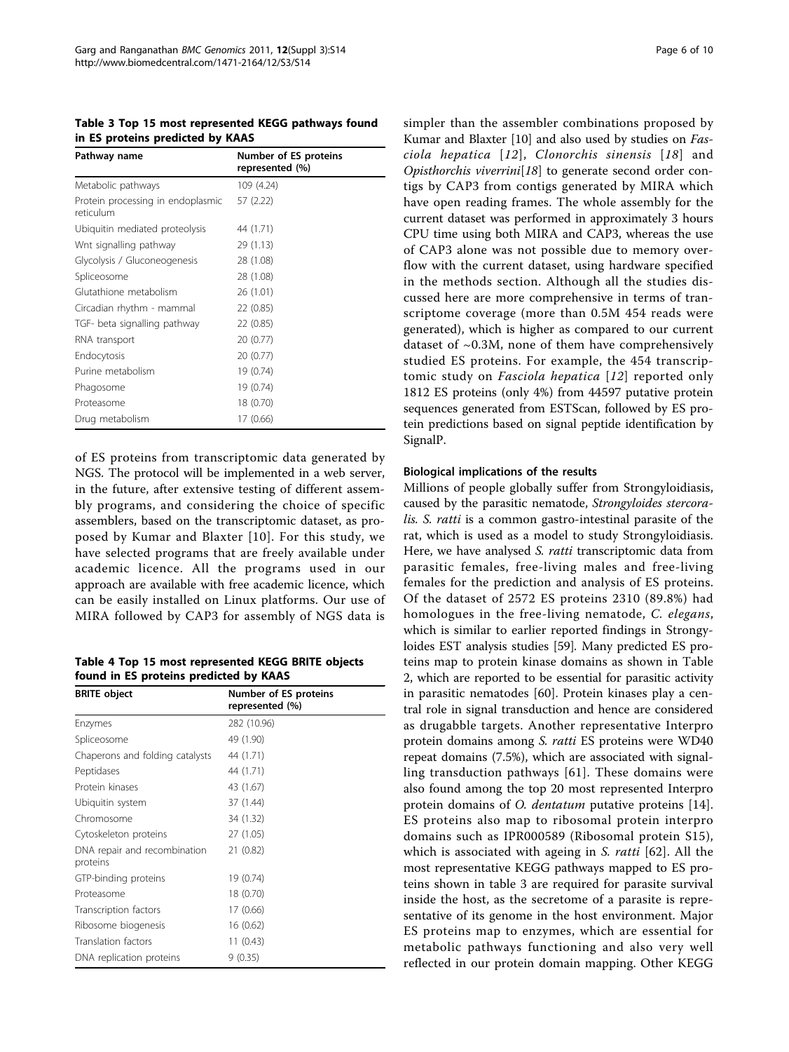**Table 3 Top 15 most represented KEGG pathways found in ES proteins predicted by KAAS**

| Pathway name | Number of ES proteins represented (%) |
|---|---|
| Metabolic pathways | 109 (4.24) |
| Protein processing in endoplasmic reticulum | 57 (2.22) |
| Ubiquitin mediated proteolysis | 44 (1.71) |
| Wnt signalling pathway | 29 (1.13) |
| Glycolysis / Gluconeogenesis | 28 (1.08) |
| Spliceosome | 28 (1.08) |
| Glutathione metabolism | 26 (1.01) |
| Circadian rhythm - mammal | 22 (0.85) |
| TGF- beta signalling pathway | 22 (0.85) |
| RNA transport | 20 (0.77) |
| Endocytosis | 20 (0.77) |
| Purine metabolism | 19 (0.74) |
| Phagosome | 19 (0.74) |
| Proteasome | 18 (0.70) |
| Drug metabolism | 17 (0.66) |

of ES proteins from transcriptomic data generated by NGS. The protocol will be implemented in a web server, in the future, after extensive testing of different assembly programs, and considering the choice of specific assemblers, based on the transcriptomic dataset, as proposed by Kumar and Blaxter [10]. For this study, we have selected programs that are freely available under academic licence. All the programs used in our approach are available with free academic licence, which can be easily installed on Linux platforms. Our use of MIRA followed by CAP3 for assembly of NGS data is

**Table 4 Top 15 most represented KEGG BRITE objects found in ES proteins predicted by KAAS**

| BRITE object | Number of ES proteins represented (%) |
|---|---|
| Enzymes | 282 (10.96) |
| Spliceosome | 49 (1.90) |
| Chaperons and folding catalysts | 44 (1.71) |
| Peptidases | 44 (1.71) |
| Protein kinases | 43 (1.67) |
| Ubiquitin system | 37 (1.44) |
| Chromosome | 34 (1.32) |
| Cytoskeleton proteins | 27 (1.05) |
| DNA repair and recombination proteins | 21 (0.82) |
| GTP-binding proteins | 19 (0.74) |
| Proteasome | 18 (0.70) |
| Transcription factors | 17 (0.66) |
| Ribosome biogenesis | 16 (0.62) |
| Translation factors | 11 (0.43) |
| DNA replication proteins | 9 (0.35) |

simpler than the assembler combinations proposed by Kumar and Blaxter [10] and also used by studies on *Fasciola hepatica* [12], *Clonorchis sinensis* [18] and *Opisthorchis viverrini*[18] to generate second order contigs by CAP3 from contigs generated by MIRA which have open reading frames. The whole assembly for the current dataset was performed in approximately 3 hours CPU time using both MIRA and CAP3, whereas the use of CAP3 alone was not possible due to memory overflow with the current dataset, using hardware specified in the methods section. Although all the studies discussed here are more comprehensive in terms of transcriptome coverage (more than 0.5M 454 reads were generated), which is higher as compared to our current dataset of ~0.3M, none of them have comprehensively studied ES proteins. For example, the 454 transcriptomic study on *Fasciola hepatica* [12] reported only 1812 ES proteins (only 4%) from 44597 putative protein sequences generated from ESTScan, followed by ES protein predictions based on signal peptide identification by SignalP.

### Biological implications of the results

Millions of people globally suffer from Strongyloidiasis, caused by the parasitic nematode, *Strongyloides stercoralis*. *S. ratti* is a common gastro-intestinal parasite of the rat, which is used as a model to study Strongyloidiasis. Here, we have analysed *S. ratti* transcriptomic data from parasitic females, free-living males and free-living females for the prediction and analysis of ES proteins. Of the dataset of 2572 ES proteins 2310 (89.8%) had homologues in the free-living nematode, *C. elegans*, which is similar to earlier reported findings in Strongyloides EST analysis studies [59]. Many predicted ES proteins map to protein kinase domains as shown in Table 2, which are reported to be essential for parasitic activity in parasitic nematodes [60]. Protein kinases play a central role in signal transduction and hence are considered as drugable targets. Another representative Interpro protein domains among *S. ratti* ES proteins were WD40 repeat domains (7.5%), which are associated with signalling transduction pathways [61]. These domains were also found among the top 20 most represented Interpro protein domains of *O. dentatum* putative proteins [14]. ES proteins also map to ribosomal protein interpro domains such as IPR000589 (Ribosomal protein S15), which is associated with ageing in *S. ratti* [62]. All the most representative KEGG pathways mapped to ES proteins shown in table 3 are required for parasite survival inside the host, as the secretome of a parasite is representative of its genome in the host environment. Major ES proteins map to enzymes, which are essential for metabolic pathways functioning and also very well reflected in our protein domain mapping. Other KEGG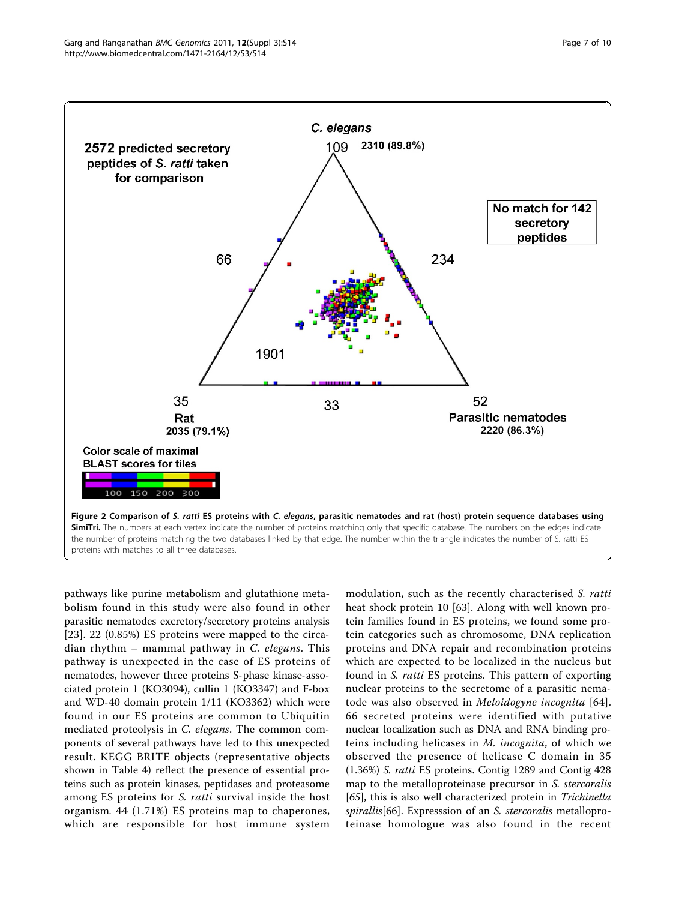**Figure 2 Comparison of *S. ratti* ES proteins with *C. elegans*, parasitic nematodes and rat (host) protein sequence databases using SimiTri.** The numbers at each vertex indicate the number of proteins matching only that specific database. The numbers on the edges indicate the number of proteins matching the two databases linked by that edge. The number within the triangle indicates the number of S. ratti ES proteins with matches to all three databases.

pathways like purine metabolism and glutathione metabolism found in this study were also found in other parasitic nematodes excretory/secretory proteins analysis [23]. 22 (0.85%) ES proteins were mapped to the circadian rhythm – mammal pathway in *C. elegans*. This pathway is unexpected in the case of ES proteins of nematodes, however three proteins S-phase kinase-associated protein 1 (KO3094), cullin 1 (KO3347) and F-box and WD-40 domain protein 1/11 (KO3362) which were found in our ES proteins are common to Ubiquitin mediated proteolysis in *C. elegans*. The common components of several pathways have led to this unexpected result. KEGG BRITE objects (representative objects shown in Table 4) reflect the presence of essential proteins such as protein kinases, peptidases and proteasome among ES proteins for *S. ratti* survival inside the host organism. 44 (1.71%) ES proteins map to chaperones, which are responsible for host immune system modulation, such as the recently characterised *S. ratti* heat shock protein 10 [63]. Along with well known protein families found in ES proteins, we found some protein categories such as chromosome, DNA replication proteins and DNA repair and recombination proteins which are expected to be localized in the nucleus but found in *S. ratti* ES proteins. This pattern of exporting nuclear proteins to the secretome of a parasitic nematode was also observed in *Meloidogyne incognita* [64]. 66 secreted proteins were identified with putative nuclear localization such as DNA and RNA binding proteins including helicases in *M. incognita*, of which we observed the presence of helicase C domain in 35 (1.36%) *S. ratti* ES proteins. Contig 1289 and Contig 428 map to the metalloproteinase precursor in *S. stercoralis* [65], this is also well characterized protein in *Trichinella spirallis*[66]. Expresssion of an *S. stercoralis* metalloproteinase homologue was also found in the recent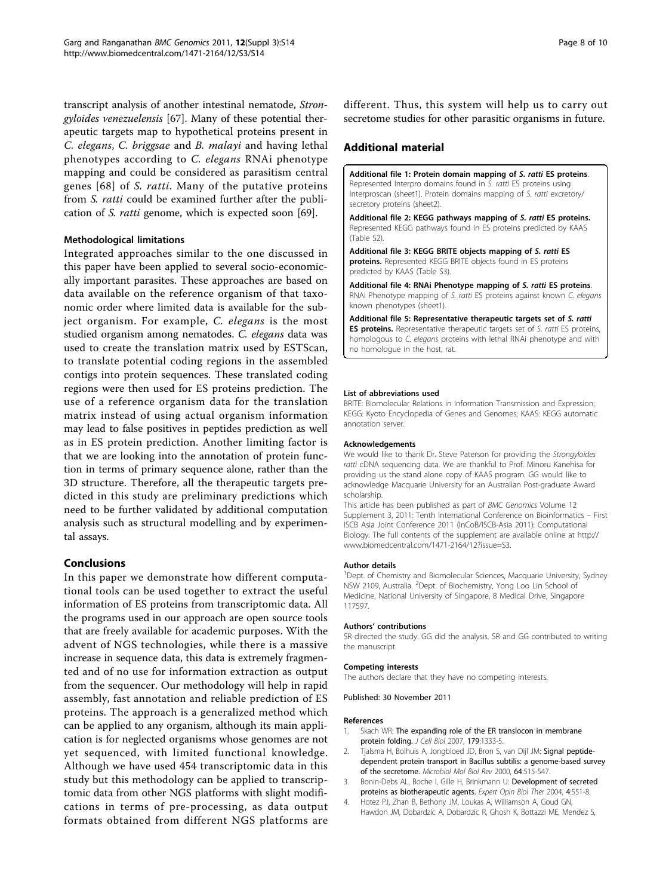transcript analysis of another intestinal nematode, *Strongyloides venezuelensis* [67]. Many of these potential therapeutic targets map to hypothetical proteins present in *C. elegans*, *C. briggsae* and *B. malayi* and having lethal phenotypes according to *C. elegans* RNAi phenotype mapping and could be considered as parasitism central genes [68] of *S. ratti*. Many of the putative proteins from *S. ratti* could be examined further after the publication of *S. ratti* genome, which is expected soon [69].

### Methodological limitations

Integrated approaches similar to the one discussed in this paper have been applied to several socio-economically important parasites. These approaches are based on data available on the reference organism of that taxonomic order where limited data is available for the subject organism. For example, *C. elegans* is the most studied organism among nematodes. *C. elegans* data was used to create the translation matrix used by ESTScan, to translate potential coding regions in the assembled contigs into protein sequences. These translated coding regions were then used for ES proteins prediction. The use of a reference organism data for the translation matrix instead of using actual organism information may lead to false positives in peptides prediction as well as in ES protein prediction. Another limiting factor is that we are looking into the annotation of protein function in terms of primary sequence alone, rather than the 3D structure. Therefore, all the therapeutic targets predicted in this study are preliminary predictions which need to be further validated by additional computation analysis such as structural modelling and by experimental assays.

## Conclusions

In this paper we demonstrate how different computational tools can be used together to extract the useful information of ES proteins from transcriptomic data. All the programs used in our approach are open source tools that are freely available for academic purposes. With the advent of NGS technologies, while there is a massive increase in sequence data, this data is extremely fragmented and of no use for information extraction as output from the sequencer. Our methodology will help in rapid assembly, fast annotation and reliable prediction of ES proteins. The approach is a generalized method which can be applied to any organism, although its main application is for neglected organisms whose genomes are not yet sequenced, with limited functional knowledge. Although we have used 454 transcriptomic data in this study but this methodology can be applied to transcriptomic data from other NGS platforms with slight modifications in terms of pre-processing, as data output formats obtained from different NGS platforms are different. Thus, this system will help us to carry out secretome studies for other parasitic organisms in future.

## Additional material

**Additional file 1: Protein domain mapping of *S. ratti* ES proteins**. Represented Interpro domains found in *S. ratti* ES proteins using Interproscan (sheet1). Protein domains mapping of *S. ratti* excretory/secretory proteins (sheet2).

**Additional file 2: KEGG pathways mapping of *S. ratti* ES proteins.** Represented KEGG pathways found in ES proteins predicted by KAAS (Table S2).

**Additional file 3: KEGG BRITE objects mapping of *S. ratti* ES proteins.** Represented KEGG BRITE objects found in ES proteins predicted by KAAS (Table S3).

**Additional file 4: RNAi Phenotype mapping of *S. ratti* ES proteins**. RNAi Phenotype mapping of *S. ratti* ES proteins against known *C. elegans* known phenotypes (sheet1).

**Additional file 5: Representative therapeutic targets set of *S. ratti* ES proteins.** Representative therapeutic targets set of *S. ratti* ES proteins, homologous to *C. elegans* proteins with lethal RNAi phenotype and with no homologue in the host, rat.

#### List of abbreviations used

BRITE: Biomolecular Relations in Information Transmission and Expression; KEGG: Kyoto Encyclopedia of Genes and Genomes; KAAS: KEGG automatic annotation server.

#### Acknowledgements

We would like to thank Dr. Steve Paterson for providing the *Strongyloides ratti* cDNA sequencing data. We are thankful to Prof. Minoru Kanehisa for providing us the stand alone copy of KAAS program. GG would like to acknowledge Macquarie University for an Australian Post-graduate Award scholarship.

This article has been published as part of *BMC Genomics* Volume 12 Supplement 3, 2011: Tenth International Conference on Bioinformatics – First ISCB Asia Joint Conference 2011 (InCoB/ISCB-Asia 2011): Computational Biology. The full contents of the supplement are available online at http://www.biomedcentral.com/1471-2164/12?issue=S3.

#### Author details

[1]Dept. of Chemistry and Biomolecular Sciences, Macquarie University, Sydney NSW 2109, Australia. [2]Dept. of Biochemistry, Yong Loo Lin School of Medicine, National University of Singapore, 8 Medical Drive, Singapore 117597.

#### Authors' contributions

SR directed the study. GG did the analysis. SR and GG contributed to writing the manuscript.

#### Competing interests

The authors declare that they have no competing interests.

Published: 30 November 2011

#### References

1. Skach WR: **The expanding role of the ER translocon in membrane protein folding.** *J Cell Biol* 2007, **179**:1333-5.
2. Tjalsma H, Bolhuis A, Jongbloed JD, Bron S, van Dijl JM: **Signal peptide-dependent protein transport in Bacillus subtilis: a genome-based survey of the secretome.** *Microbiol Mol Biol Rev* 2000, **64**:515-547.
3. Bonin-Debs AL, Boche I, Gille H, Brinkmann U: **Development of secreted proteins as biotherapeutic agents.** *Expert Opin Biol Ther* 2004, **4**:551-8.
4. Hotez PJ, Zhan B, Bethony JM, Loukas A, Williamson A, Goud GN, Hawdon JM, Dobardzic A, Dobardzic R, Ghosh K, Bottazzi ME, Mendez S,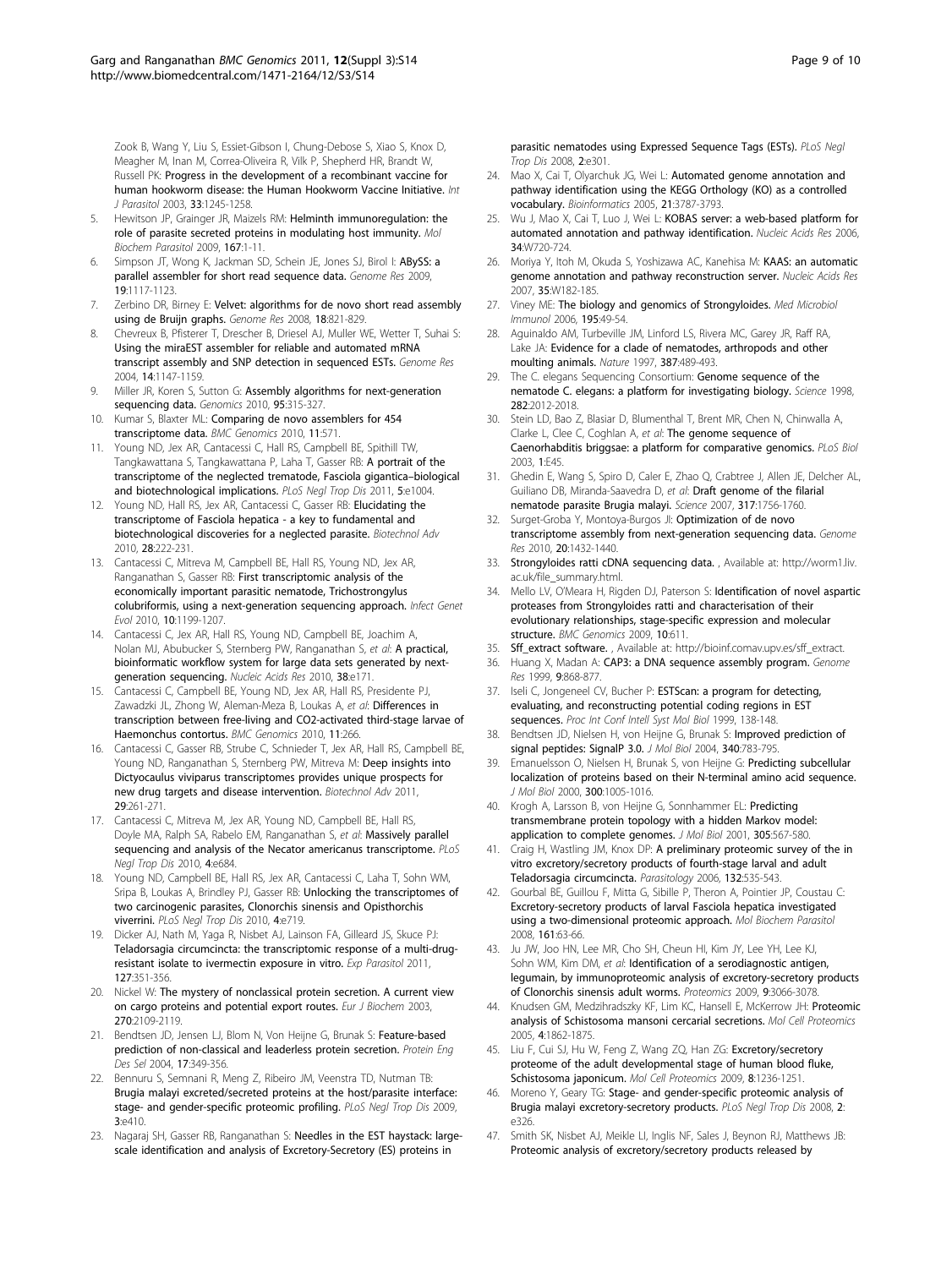Zook B, Wang Y, Liu S, Essiet-Gibson I, Chung-Debose S, Xiao S, Knox D, Meagher M, Inan M, Correa-Oliveira R, Vilk P, Shepherd HR, Brandt W, Russell PK: **Progress in the development of a recombinant vaccine for human hookworm disease: the Human Hookworm Vaccine Initiative.** *Int J Parasitol* 2003, **33**:1245-1258.

5. Hewitson JP, Grainger JR, Maizels RM: **Helminth immunoregulation: the role of parasite secreted proteins in modulating host immunity.** *Mol Biochem Parasitol* 2009, **167**:1-11.
6. Simpson JT, Wong K, Jackman SD, Schein JE, Jones SJ, Birol I: **ABySS: a parallel assembler for short read sequence data.** *Genome Res* 2009, **19**:1117-1123.
7. Zerbino DR, Birney E: **Velvet: algorithms for de novo short read assembly using de Bruijn graphs.** *Genome Res* 2008, **18**:821-829.
8. Chevreux B, Pfisterer T, Drescher B, Driesel AJ, Muller WE, Wetter T, Suhai S: **Using the miraEST assembler for reliable and automated mRNA transcript assembly and SNP detection in sequenced ESTs.** *Genome Res* 2004, **14**:1147-1159.
9. Miller JR, Koren S, Sutton G: **Assembly algorithms for next-generation sequencing data.** *Genomics* 2010, **95**:315-327.
10. Kumar S, Blaxter ML: **Comparing de novo assemblers for 454 transcriptome data.** *BMC Genomics* 2010, **11**:571.
11. Young ND, Jex AR, Cantacessi C, Hall RS, Campbell BE, Spithill TW, Tangkawattana S, Tangkawattana P, Laha T, Gasser RB: **A portrait of the transcriptome of the neglected trematode, Fasciola gigantica–biological and biotechnological implications.** *PLoS Negl Trop Dis* 2011, **5**:e1004.
12. Young ND, Hall RS, Jex AR, Cantacessi C, Gasser RB: **Elucidating the transcriptome of Fasciola hepatica - a key to fundamental and biotechnological discoveries for a neglected parasite.** *Biotechnol Adv* 2010, **28**:222-231.
13. Cantacessi C, Mitreva M, Campbell BE, Hall RS, Young ND, Jex AR, Ranganathan S, Gasser RB: **First transcriptomic analysis of the economically important parasitic nematode, Trichostrongylus colubriformis, using a next-generation sequencing approach.** *Infect Genet Evol* 2010, **10**:1199-1207.
14. Cantacessi C, Jex AR, Hall RS, Young ND, Campbell BE, Joachim A, Nolan MJ, Abubucker S, Sternberg PW, Ranganathan S, *et al*: **A practical, bioinformatic workflow system for large data sets generated by next-generation sequencing.** *Nucleic Acids Res* 2010, **38**:e171.
15. Cantacessi C, Campbell BE, Young ND, Jex AR, Hall RS, Presidente PJ, Zawadzki JL, Zhong W, Aleman-Meza B, Loukas A, *et al*: **Differences in transcription between free-living and CO2-activated third-stage larvae of Haemonchus contortus.** *BMC Genomics* 2010, **11**:266.
16. Cantacessi C, Gasser RB, Strube C, Schnieder T, Jex AR, Hall RS, Campbell BE, Young ND, Ranganathan S, Sternberg PW, Mitreva M: **Deep insights into Dictyocaulus viviparus transcriptomes provides unique prospects for new drug targets and disease intervention.** *Biotechnol Adv* 2011, **29**:261-271.
17. Cantacessi C, Mitreva M, Jex AR, Young ND, Campbell BE, Hall RS, Doyle MA, Ralph SA, Rabelo EM, Ranganathan S, *et al*: **Massively parallel sequencing and analysis of the Necator americanus transcriptome.** *PLoS Negl Trop Dis* 2010, **4**:e684.
18. Young ND, Campbell BE, Hall RS, Jex AR, Cantacessi C, Laha T, Sohn WM, Sripa B, Loukas A, Brindley PJ, Gasser RB: **Unlocking the transcriptomes of two carcinogenic parasites, Clonorchis sinensis and Opisthorchis viverrini.** *PLoS Negl Trop Dis* 2010, **4**:e719.
19. Dicker AJ, Nath M, Yaga R, Nisbet AJ, Lainson FA, Gilleard JS, Skuce PJ: **Teladorsagia circumcincta: the transcriptomic response of a multi-drug-resistant isolate to ivermectin exposure in vitro.** *Exp Parasitol* 2011, **127**:351-356.
20. Nickel W: **The mystery of nonclassical protein secretion. A current view on cargo proteins and potential export routes.** *Eur J Biochem* 2003, **270**:2109-2119.
21. Bendtsen JD, Jensen LJ, Blom N, Von Heijne G, Brunak S: **Feature-based prediction of non-classical and leaderless protein secretion.** *Protein Eng Des Sel* 2004, **17**:349-356.
22. Bennuru S, Semnani R, Meng Z, Ribeiro JM, Veenstra TD, Nutman TB: **Brugia malayi excreted/secreted proteins at the host/parasite interface: stage- and gender-specific proteomic profiling.** *PLoS Negl Trop Dis* 2009, **3**:e410.
23. Nagaraj SH, Gasser RB, Ranganathan S: **Needles in the EST haystack: large-scale identification and analysis of Excretory-Secretory (ES) proteins in parasitic nematodes using Expressed Sequence Tags (ESTs).** *PLoS Negl Trop Dis* 2008, **2**:e301.
24. Mao X, Cai T, Olyarchuk JG, Wei L: **Automated genome annotation and pathway identification using the KEGG Orthology (KO) as a controlled vocabulary.** *Bioinformatics* 2005, **21**:3787-3793.
25. Wu J, Mao X, Cai T, Luo J, Wei L: **KOBAS server: a web-based platform for automated annotation and pathway identification.** *Nucleic Acids Res* 2006, **34**:W720-724.
26. Moriya Y, Itoh M, Okuda S, Yoshizawa AC, Kanehisa M: **KAAS: an automatic genome annotation and pathway reconstruction server.** *Nucleic Acids Res* 2007, **35**:W182-185.
27. Viney ME: **The biology and genomics of Strongyloides.** *Med Microbiol Immunol* 2006, **195**:49-54.
28. Aguinaldo AM, Turbeville JM, Linford LS, Rivera MC, Garey JR, Raff RA, Lake JA: **Evidence for a clade of nematodes, arthropods and other moulting animals.** *Nature* 1997, **387**:489-493.
29. The C. elegans Sequencing Consortium: **Genome sequence of the nematode C. elegans: a platform for investigating biology.** *Science* 1998, **282**:2012-2018.
30. Stein LD, Bao Z, Blasiar D, Blumenthal T, Brent MR, Chen N, Chinwalla A, Clarke L, Clee C, Coghlan A, *et al*: **The genome sequence of Caenorhabditis briggsae: a platform for comparative genomics.** *PLoS Biol* 2003, **1**:E45.
31. Ghedin E, Wang S, Spiro D, Caler E, Zhao Q, Crabtree J, Allen JE, Delcher AL, Guiliano DB, Miranda-Saavedra D, *et al*: **Draft genome of the filarial nematode parasite Brugia malayi.** *Science* 2007, **317**:1756-1760.
32. Surget-Groba Y, Montoya-Burgos JI: **Optimization of de novo transcriptome assembly from next-generation sequencing data.** *Genome Res* 2010, **20**:1432-1440.
33. **Strongyloides ratti cDNA sequencing data.** , Available at: http://worm1.liv.ac.uk/file_summary.html.
34. Mello LV, O'Meara H, Rigden DJ, Paterson S: **Identification of novel aspartic proteases from Strongyloides ratti and characterisation of their evolutionary relationships, stage-specific expression and molecular structure.** *BMC Genomics* 2009, **10**:611.
35. **Sff_extract software.** , Available at: http://bioinf.comav.upv.es/sff_extract.
36. Huang X, Madan A: **CAP3: a DNA sequence assembly program.** *Genome Res* 1999, **9**:868-877.
37. Iseli C, Jongeneel CV, Bucher P: **ESTScan: a program for detecting, evaluating, and reconstructing potential coding regions in EST sequences.** *Proc Int Conf Intell Syst Mol Biol* 1999, 138-148.
38. Bendtsen JD, Nielsen H, von Heijne G, Brunak S: **Improved prediction of signal peptides: SignalP 3.0.** *J Mol Biol* 2004, **340**:783-795.
39. Emanuelsson O, Nielsen H, Brunak S, von Heijne G: **Predicting subcellular localization of proteins based on their N-terminal amino acid sequence.** *J Mol Biol* 2000, **300**:1005-1016.
40. Krogh A, Larsson B, von Heijne G, Sonnhammer EL: **Predicting transmembrane protein topology with a hidden Markov model: application to complete genomes.** *J Mol Biol* 2001, **305**:567-580.
41. Craig H, Wastling JM, Knox DP: **A preliminary proteomic survey of the in vitro excretory/secretory products of fourth-stage larval and adult Teladorsagia circumcincta.** *Parasitology* 2006, **132**:535-543.
42. Gourbal BE, Guillou F, Mitta G, Sibille P, Theron A, Pointier JP, Coustau C: **Excretory-secretory products of larval Fasciola hepatica investigated using a two-dimensional proteomic approach.** *Mol Biochem Parasitol* 2008, **161**:63-66.
43. Ju JW, Joo HN, Lee MR, Cho SH, Cheun HI, Kim JY, Lee YH, Lee KJ, Sohn WM, Kim DM, *et al*: **Identification of a serodiagnostic antigen, legumain, by immunoproteomic analysis of excretory-secretory products of Clonorchis sinensis adult worms.** *Proteomics* 2009, **9**:3066-3078.
44. Knudsen GM, Medzihradszky KF, Lim KC, Hansell E, McKerrow JH: **Proteomic analysis of Schistosoma mansoni cercarial secretions.** *Mol Cell Proteomics* 2005, **4**:1862-1875.
45. Liu F, Cui SJ, Hu W, Feng Z, Wang ZQ, Han ZG: **Excretory/secretory proteome of the adult developmental stage of human blood fluke, Schistosoma japonicum.** *Mol Cell Proteomics* 2009, **8**:1236-1251.
46. Moreno Y, Geary TG: **Stage- and gender-specific proteomic analysis of Brugia malayi excretory-secretory products.** *PLoS Negl Trop Dis* 2008, **2**:e326.
47. Smith SK, Nisbet AJ, Meikle LI, Inglis NF, Sales J, Beynon RJ, Matthews JB: **Proteomic analysis of excretory/secretory products released by**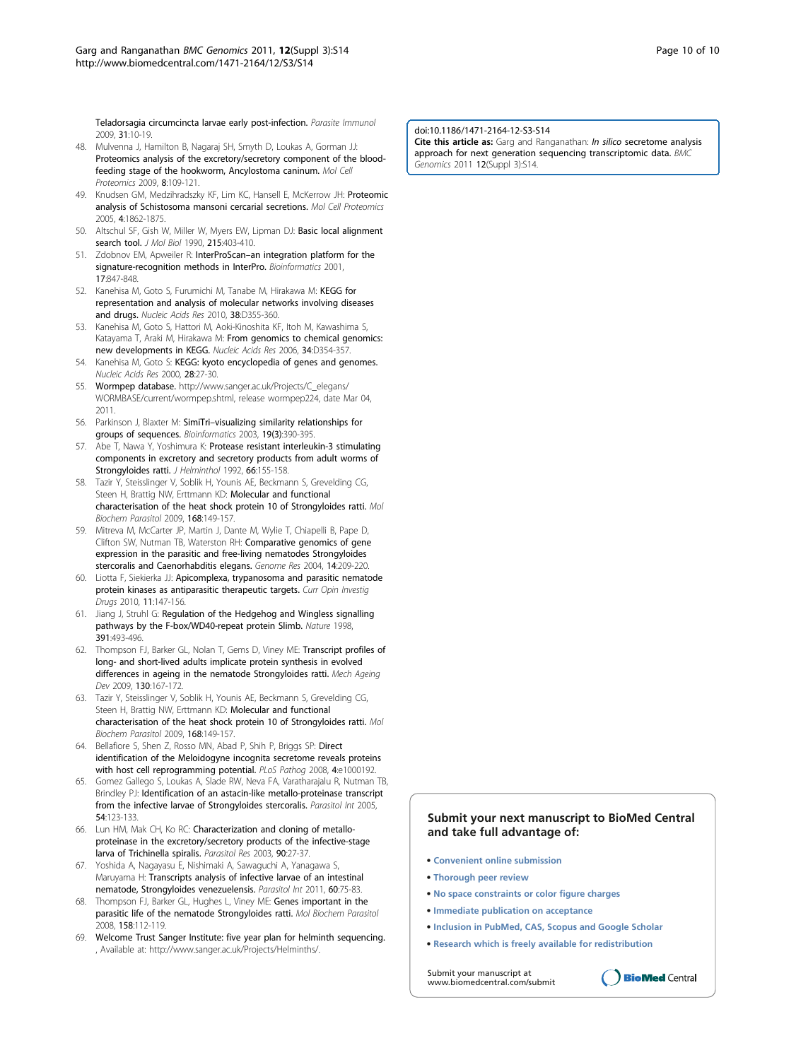Teladorsagia circumcincta larvae early post-infection. *Parasite Immunol* 2009, **31**:10-19.

48. Mulvenna J, Hamilton B, Nagaraj SH, Smyth D, Loukas A, Gorman JJ: **Proteomics analysis of the excretory/secretory component of the blood-feeding stage of the hookworm, Ancylostoma caninum.** *Mol Cell Proteomics* 2009, **8**:109-121.
49. Knudsen GM, Medzihradszky KF, Lim KC, Hansell E, McKerrow JH: **Proteomic analysis of Schistosoma mansoni cercarial secretions.** *Mol Cell Proteomics* 2005, **4**:1862-1875.
50. Altschul SF, Gish W, Miller W, Myers EW, Lipman DJ: **Basic local alignment search tool.** *J Mol Biol* 1990, **215**:403-410.
51. Zdobnov EM, Apweiler R: **InterProScan–an integration platform for the signature-recognition methods in InterPro.** *Bioinformatics* 2001, **17**:847-848.
52. Kanehisa M, Goto S, Furumichi M, Tanabe M, Hirakawa M: **KEGG for representation and analysis of molecular networks involving diseases and drugs.** *Nucleic Acids Res* 2010, **38**:D355-360.
53. Kanehisa M, Goto S, Hattori M, Aoki-Kinoshita KF, Itoh M, Kawashima S, Katayama T, Araki M, Hirakawa M: **From genomics to chemical genomics: new developments in KEGG.** *Nucleic Acids Res* 2006, **34**:D354-357.
54. Kanehisa M, Goto S: **KEGG: kyoto encyclopedia of genes and genomes.** *Nucleic Acids Res* 2000, **28**:27-30.
55. **Wormpep database.** http://www.sanger.ac.uk/Projects/C_elegans/WORMBASE/current/wormpep.shtml, release wormpep224, date Mar 04, 2011.
56. Parkinson J, Blaxter M: **SimiTri–visualizing similarity relationships for groups of sequences.** *Bioinformatics* 2003, **19(3)**:390-395.
57. Abe T, Nawa Y, Yoshimura K: **Protease resistant interleukin-3 stimulating components in excretory and secretory products from adult worms of Strongyloides ratti.** *J Helminthol* 1992, **66**:155-158.
58. Tazir Y, Steisslinger V, Soblik H, Younis AE, Beckmann S, Grevelding CG, Steen H, Brattig NW, Erttmann KD: **Molecular and functional characterisation of the heat shock protein 10 of Strongyloides ratti.** *Mol Biochem Parasitol* 2009, **168**:149-157.
59. Mitreva M, McCarter JP, Martin J, Dante M, Wylie T, Chiapelli B, Pape D, Clifton SW, Nutman TB, Waterston RH: **Comparative genomics of gene expression in the parasitic and free-living nematodes Strongyloides stercoralis and Caenorhabditis elegans.** *Genome Res* 2004, **14**:209-220.
60. Liotta F, Siekierka JJ: **Apicomplexa, trypanosoma and parasitic nematode protein kinases as antiparasitic therapeutic targets.** *Curr Opin Investig Drugs* 2010, **11**:147-156.
61. Jiang J, Struhl G: **Regulation of the Hedgehog and Wingless signalling pathways by the F-box/WD40-repeat protein Slimb.** *Nature* 1998, **391**:493-496.
62. Thompson FJ, Barker GL, Nolan T, Gems D, Viney ME: **Transcript profiles of long- and short-lived adults implicate protein synthesis in evolved differences in ageing in the nematode Strongyloides ratti.** *Mech Ageing Dev* 2009, **130**:167-172.
63. Tazir Y, Steisslinger V, Soblik H, Younis AE, Beckmann S, Grevelding CG, Steen H, Brattig NW, Erttmann KD: **Molecular and functional characterisation of the heat shock protein 10 of Strongyloides ratti.** *Mol Biochem Parasitol* 2009, **168**:149-157.
64. Bellafiore S, Shen Z, Rosso MN, Abad P, Shih P, Briggs SP: **Direct identification of the Meloidogyne incognita secretome reveals proteins with host cell reprogramming potential.** *PLoS Pathog* 2008, **4**:e1000192.
65. Gomez Gallego S, Loukas A, Slade RW, Neva FA, Varatharajalu R, Nutman TB, Brindley PJ: **Identification of an astacin-like metallo-proteinase transcript from the infective larvae of Strongyloides stercoralis.** *Parasitol Int* 2005, **54**:123-133.
66. Lun HM, Mak CH, Ko RC: **Characterization and cloning of metallo-proteinase in the excretory/secretory products of the infective-stage larva of Trichinella spiralis.** *Parasitol Res* 2003, **90**:27-37.
67. Yoshida A, Nagayasu E, Nishimaki A, Sawaguchi A, Yanagawa S, Maruyama H: **Transcripts analysis of infective larvae of an intestinal nematode, Strongyloides venezuelensis.** *Parasitol Int* 2011, **60**:75-83.
68. Thompson FJ, Barker GL, Hughes L, Viney ME: **Genes important in the parasitic life of the nematode Strongyloides ratti.** *Mol Biochem Parasitol* 2008, **158**:112-119.
69. Welcome Trust Sanger Institute: five year plan for helminth sequencing. , Available at: http://www.sanger.ac.uk/Projects/Helminths/.

doi:10.1186/1471-2164-12-S3-S14

**Cite this article as:** Garg and Ranganathan: *In silico* secretome analysis approach for next generation sequencing transcriptomic data. *BMC Genomics* 2011 **12**(Suppl 3):S14.

**Submit your next manuscript to BioMed Central and take full advantage of:**

- Convenient online submission
- Thorough peer review
- No space constraints or color figure charges
- Immediate publication on acceptance
- Inclusion in PubMed, CAS, Scopus and Google Scholar
- Research which is freely available for redistribution

Submit your manuscript at www.biomedcentral.com/submit

BioMed Central